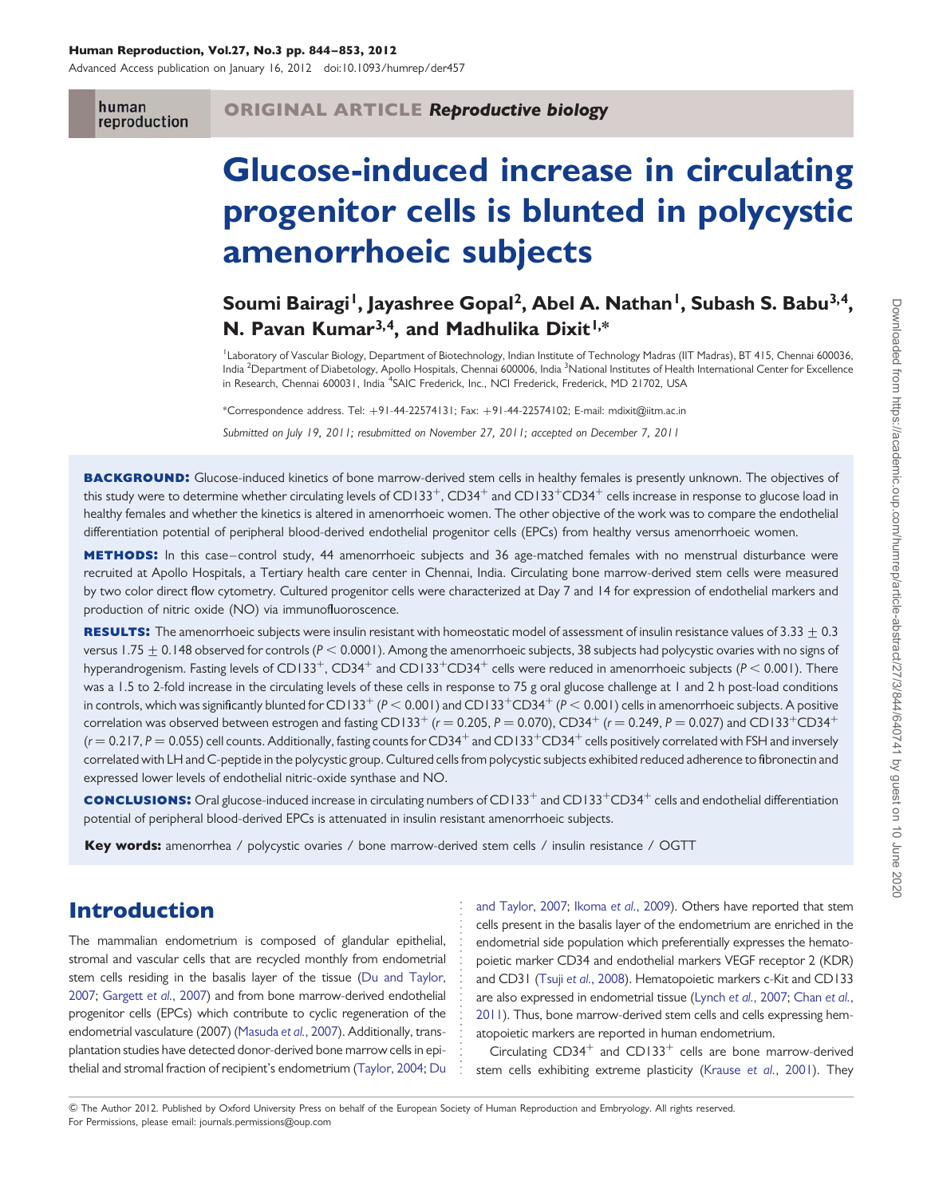ORIGINAL ARTICLE *Reproductive biology*

# Glucose-induced increase in circulating progenitor cells is blunted in polycystic amenorrhoeic subjects

**Soumi Bairagi[1], Jayashree Gopal[2], Abel A. Nathan[1], Subash S. Babu[3,4], N. Pavan Kumar[3,4], and Madhulika Dixit[1,*]**

[1]Laboratory of Vascular Biology, Department of Biotechnology, Indian Institute of Technology Madras (IIT Madras), BT 415, Chennai 600036, India [2]Department of Diabetology, Apollo Hospitals, Chennai 600006, India [3]National Institutes of Health International Center for Excellence in Research, Chennai 600031, India [4]SAIC Frederick, Inc., NCI Frederick, Frederick, MD 21702, USA

*Correspondence address. Tel: +91-44-22574131; Fax: +91-44-22574102; E-mail: mdixit@iitm.ac.in

*Submitted on July 19, 2011; resubmitted on November 27, 2011; accepted on December 7, 2011*

**BACKGROUND:** Glucose-induced kinetics of bone marrow-derived stem cells in healthy females is presently unknown. The objectives of this study were to determine whether circulating levels of $CD133^+$, $CD34^+$ and $CD133^+CD34^+$ cells increase in response to glucose load in healthy females and whether the kinetics is altered in amenorrhoeic women. The other objective of the work was to compare the endothelial differentiation potential of peripheral blood-derived endothelial progenitor cells (EPCs) from healthy versus amenorrhoeic women.

**METHODS:** In this case–control study, 44 amenorrhoeic subjects and 36 age-matched females with no menstrual disturbance were recruited at Apollo Hospitals, a Tertiary health care center in Chennai, India. Circulating bone marrow-derived stem cells were measured by two color direct flow cytometry. Cultured progenitor cells were characterized at Day 7 and 14 for expression of endothelial markers and production of nitric oxide (NO) via immunofluoroscence.

**RESULTS:** The amenorrhoeic subjects were insulin resistant with homeostatic model of assessment of insulin resistance values of $3.33 \pm 0.3$ versus $1.75 \pm 0.148$ observed for controls ($P < 0.0001$). Among the amenorrhoeic subjects, 38 subjects had polycystic ovaries with no signs of hyperandrogenism. Fasting levels of $CD133^+$, $CD34^+$ and $CD133^+CD34^+$ cells were reduced in amenorrhoeic subjects ($P < 0.001$). There was a 1.5 to 2-fold increase in the circulating levels of these cells in response to 75 g oral glucose challenge at 1 and 2 h post-load conditions in controls, which was significantly blunted for $CD133^+$ ($P < 0.001$) and $CD133^+CD34^+$ ($P < 0.001$) cells in amenorrhoeic subjects. A positive correlation was observed between estrogen and fasting $CD133^+$ ($r = 0.205$, $P = 0.070$), $CD34^+$ ($r = 0.249$, $P = 0.027$) and $CD133^+CD34^+$ ($r = 0.217$, $P = 0.055$) cell counts. Additionally, fasting counts for $CD34^+$ and $CD133^+CD34^+$ cells positively correlated with FSH and inversely correlated with LH and C-peptide in the polycystic group. Cultured cells from polycystic subjects exhibited reduced adherence to fibronectin and expressed lower levels of endothelial nitric-oxide synthase and NO.

**CONCLUSIONS:** Oral glucose-induced increase in circulating numbers of $CD133^+$ and $CD133^+CD34^+$ cells and endothelial differentiation potential of peripheral blood-derived EPCs is attenuated in insulin resistant amenorrhoeic subjects.

**Key words:** amenorrhea / polycystic ovaries / bone marrow-derived stem cells / insulin resistance / OGTT

## Introduction

The mammalian endometrium is composed of glandular epithelial, stromal and vascular cells that are recycled monthly from endometrial stem cells residing in the basalis layer of the tissue (Du and Taylor, 2007; Gargett *et al.*, 2007) and from bone marrow-derived endothelial progenitor cells (EPCs) which contribute to cyclic regeneration of the endometrial vasculature (2007) (Masuda *et al.*, 2007). Additionally, transplantation studies have detected donor-derived bone marrow cells in epithelial and stromal fraction of recipient's endometrium (Taylor, 2004; Du and Taylor, 2007; Ikoma *et al.*, 2009). Others have reported that stem cells present in the basalis layer of the endometrium are enriched in the endometrial side population which preferentially expresses the hematopoietic marker CD34 and endothelial markers VEGF receptor 2 (KDR) and CD31 (Tsuji *et al.*, 2008). Hematopoietic markers c-Kit and CD133 are also expressed in endometrial tissue (Lynch *et al.*, 2007; Chan *et al.*, 2011). Thus, bone marrow-derived stem cells and cells expressing hematopoietic markers are reported in human endometrium.

Circulating $CD34^+$ and $CD133^+$ cells are bone marrow-derived stem cells exhibiting extreme plasticity (Krause *et al.*, 2001). They

© The Author 2012. Published by Oxford University Press on behalf of the European Society of Human Reproduction and Embryology. All rights reserved. For Permissions, please email: journals.permissions@oup.com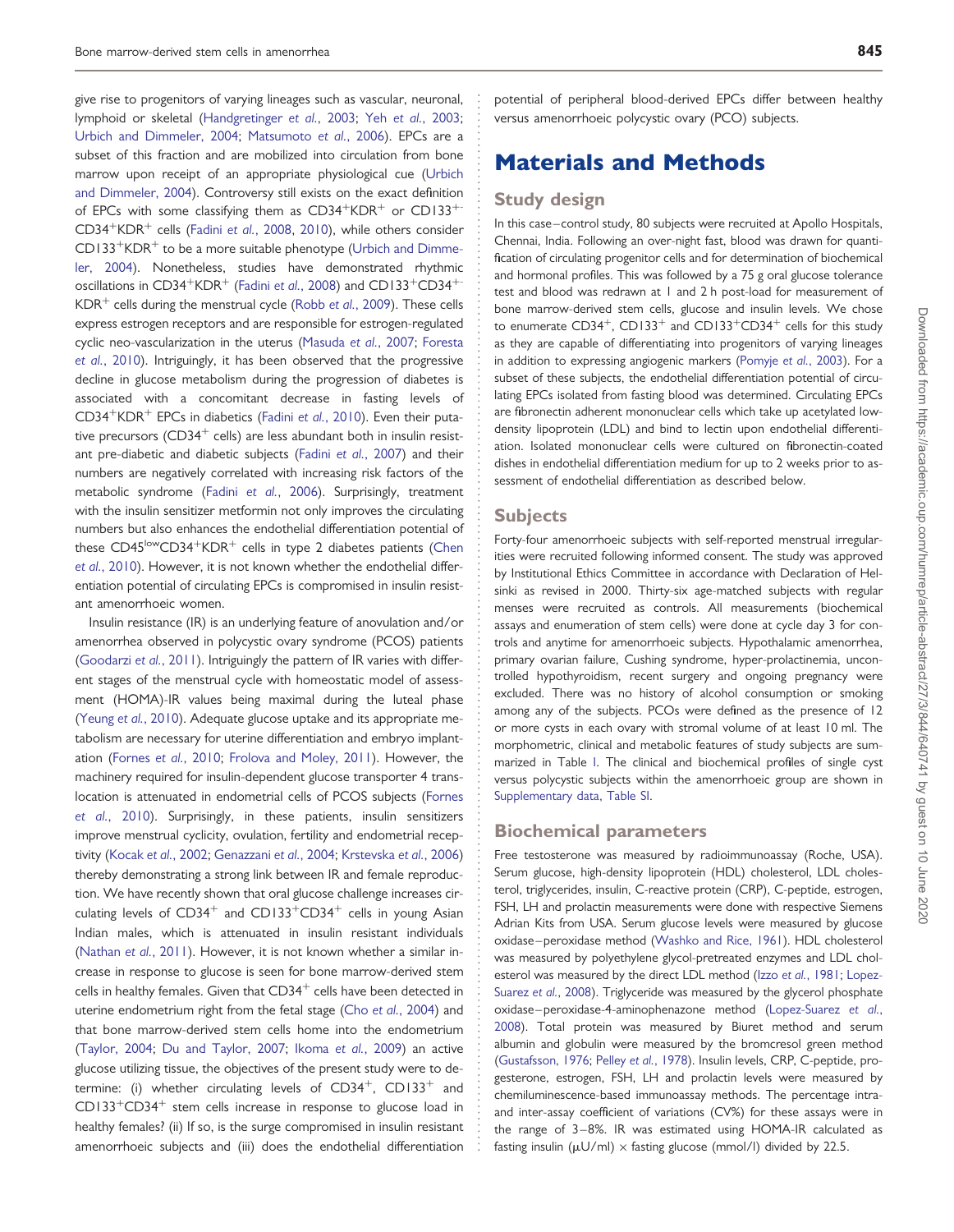give rise to progenitors of varying lineages such as vascular, neuronal, lymphoid or skeletal (Handgretinger *et al.*, 2003; Yeh *et al.*, 2003; Urbich and Dimmeler, 2004; Matsumoto *et al.*, 2006). EPCs are a subset of this fraction and are mobilized into circulation from bone marrow upon receipt of an appropriate physiological cue (Urbich and Dimmeler, 2004). Controversy still exists on the exact definition of EPCs with some classifying them as $CD34^{+}KDR^{+}$ or $CD133^{+-}CD34^{+}KDR^{+}$ cells (Fadini *et al.*, 2008, 2010), while others consider $CD133^{+}KDR^{+}$ to be a more suitable phenotype (Urbich and Dimmeler, 2004). Nonetheless, studies have demonstrated rhythmic oscillations in $CD34^{+}KDR^{+}$ (Fadini *et al.*, 2008) and $CD133^{+}CD34^{+-}KDR^{+}$ cells (Robb *et al.*, 2009) during the menstrual cycle. These cells express estrogen receptors and are responsible for estrogen-regulated cyclic neo-vascularization in the uterus (Masuda *et al.*, 2007; Foresta *et al.*, 2010). Intriguingly, it has been observed that the progressive decline in glucose metabolism during the progression of diabetes is associated with a concomitant decrease in fasting levels of $CD34^{+}KDR^{+}$ EPCs in diabetics (Fadini *et al.*, 2010). Even their putative precursors ($CD34^{+}$ cells) are less abundant both in insulin resistant pre-diabetic and diabetic subjects (Fadini *et al.*, 2007) and their numbers are negatively correlated with increasing risk factors of the metabolic syndrome (Fadini *et al.*, 2006). Surprisingly, treatment with the insulin sensitizer metformin not only improves the circulating numbers but also enhances the endothelial differentiation potential of these $CD45^{low}CD34^{+}KDR^{+}$ cells in type 2 diabetes patients (Chen *et al.*, 2010). However, it is not known whether the endothelial differentiation potential of circulating EPCs is compromised in insulin resistant amenorrhoeic women.

Insulin resistance (IR) is an underlying feature of anovulation and/or amenorrhea observed in polycystic ovary syndrome (PCOS) patients (Goodarzi *et al.*, 2011). Intriguingly the pattern of IR varies with different stages of the menstrual cycle with homeostatic model of assessment (HOMA)-IR values being maximal during the luteal phase (Yeung *et al.*, 2010). Adequate glucose uptake and its appropriate metabolism are necessary for uterine differentiation and embryo implantation (Fornes *et al.*, 2010; Frolova and Moley, 2011). However, the machinery required for insulin-dependent glucose transporter 4 translocation is attenuated in endometrial cells of PCOS subjects (Fornes *et al.*, 2010). Surprisingly, in these patients, insulin sensitizers improve menstrual cyclicity, ovulation, fertility and endometrial receptivity (Kocak *et al.*, 2002; Genazzani *et al.*, 2004; Krstevska *et al.*, 2006) thereby demonstrating a strong link between IR and female reproduction. We have recently shown that oral glucose challenge increases circulating levels of $CD34^{+}$ and $CD133^{+}CD34^{+}$ cells in young Asian Indian males, which is attenuated in insulin resistant individuals (Nathan *et al.*, 2011). However, it is not known whether a similar increase in response to glucose is seen for bone marrow-derived stem cells in healthy females. Given that $CD34^{+}$ cells have been detected in uterine endometrium right from the fetal stage (Cho *et al.*, 2004) and that bone marrow-derived stem cells home into the endometrium (Taylor, 2004; Du and Taylor, 2007; Ikoma *et al.*, 2009) an active glucose utilizing tissue, the objectives of the present study were to determine: (i) whether circulating levels of $CD34^{+}$, $CD133^{+}$ and $CD133^{+}CD34^{+}$ stem cells increase in response to glucose load in healthy females? (ii) If so, is the surge compromised in insulin resistant amenorrhoeic subjects and (iii) does the endothelial differentiation potential of peripheral blood-derived EPCs differ between healthy versus amenorrhoeic polycystic ovary (PCO) subjects.

# Materials and Methods

## Study design

In this case–control study, 80 subjects were recruited at Apollo Hospitals, Chennai, India. Following an over-night fast, blood was drawn for quantification of circulating progenitor cells and for determination of biochemical and hormonal profiles. This was followed by a 75 g oral glucose tolerance test and blood was redrawn at 1 and 2 h post-load for measurement of bone marrow-derived stem cells, glucose and insulin levels. We chose to enumerate $CD34^{+}$, $CD133^{+}$ and $CD133^{+}CD34^{+}$ cells for this study as they are capable of differentiating into progenitors of varying lineages in addition to expressing angiogenic markers (Pomyje *et al.*, 2003). For a subset of these subjects, the endothelial differentiation potential of circulating EPCs isolated from fasting blood was determined. Circulating EPCs are fibronectin adherent mononuclear cells which take up acetylated low-density lipoprotein (LDL) and bind to lectin upon endothelial differentiation. Isolated mononuclear cells were cultured on fibronectin-coated dishes in endothelial differentiation medium for up to 2 weeks prior to assessment of endothelial differentiation as described below.

## Subjects

Forty-four amenorrhoeic subjects with self-reported menstrual irregularities were recruited following informed consent. The study was approved by Institutional Ethics Committee in accordance with Declaration of Helsinki as revised in 2000. Thirty-six age-matched subjects with regular menses were recruited as controls. All measurements (biochemical assays and enumeration of stem cells) were done at cycle day 3 for controls and anytime for amenorrhoeic subjects. Hypothalamic amenorrhea, primary ovarian failure, Cushing syndrome, hyper-prolactinemia, uncontrolled hypothyroidism, recent surgery and ongoing pregnancy were excluded. There was no history of alcohol consumption or smoking among any of the subjects. PCOs were defined as the presence of 12 or more cysts in each ovary with stromal volume of at least 10 ml. The morphometric, clinical and metabolic features of study subjects are summarized in Table I. The clinical and biochemical profiles of single cyst versus polycystic subjects within the amenorrhoeic group are shown in Supplementary data, Table SI.

## Biochemical parameters

Free testosterone was measured by radioimmunoassay (Roche, USA). Serum glucose, high-density lipoprotein (HDL) cholesterol, LDL cholesterol, triglycerides, insulin, C-reactive protein (CRP), C-peptide, estrogen, FSH, LH and prolactin measurements were done with respective Siemens Adrian Kits from USA. Serum glucose levels were measured by glucose oxidase–peroxidase method (Washko and Rice, 1961). HDL cholesterol was measured by polyethylene glycol-pretreated enzymes and LDL cholesterol was measured by the direct LDL method (Izzo *et al.*, 1981; Lopez-Suarez *et al.*, 2008). Triglyceride was measured by the glycerol phosphate oxidase–peroxidase-4-aminophenazone method (Lopez-Suarez *et al.*, 2008). Total protein was measured by Biuret method and serum albumin and globulin were measured by the bromcresol green method (Gustafsson, 1976; Pelley *et al.*, 1978). Insulin levels, CRP, C-peptide, progesterone, estrogen, FSH, LH and prolactin levels were measured by chemiluminescence-based immunoassay methods. The percentage intra- and inter-assay coefficient of variations (CV%) for these assays were in the range of 3–8%. IR was estimated using HOMA-IR calculated as fasting insulin (μU/ml) × fasting glucose (mmol/l) divided by 22.5.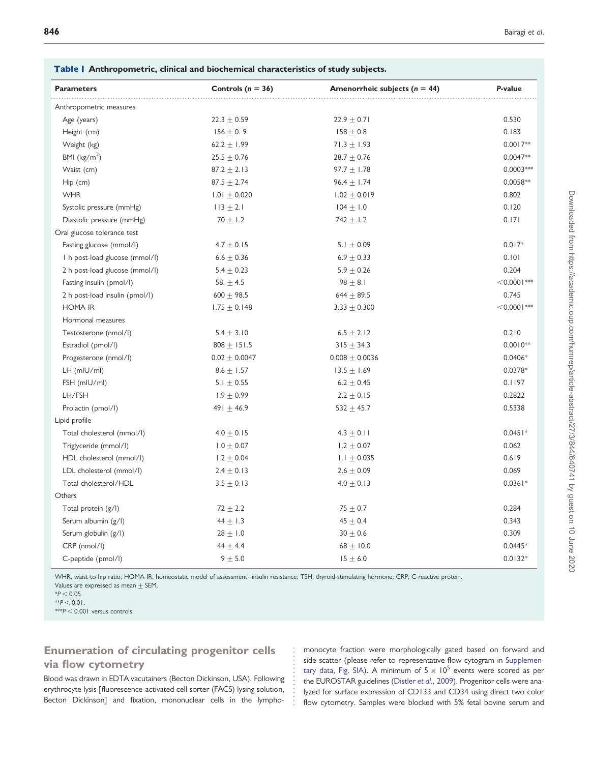**Table I** Anthropometric, clinical and biochemical characteristics of study subjects.

| Parameters | Controls ($n$ = 36) | Amenorrheic subjects ($n$ = 44) | $P$-value |
|---|---|---|---|
| Anthropometric measures | | | |
| Age (years) | 22.3 ± 0.59 | 22.9 ± 0.71 | 0.530 |
| Height (cm) | 156 ± 0. 9 | 158 ± 0.8 | 0.183 |
| Weight (kg) | 62.2 ± 1.99 | 71.3 ± 1.93 | 0.0017** |
| BMI (kg/m$^2$) | 25.5 ± 0.76 | 28.7 ± 0.76 | 0.0047** |
| Waist (cm) | 87.2 ± 2.13 | 97.7 ± 1.78 | 0.0003*** |
| Hip (cm) | 87.5 ± 2.74 | 96.4 ± 1.74 | 0.0058** |
| WHR | 1.01 ± 0.020 | 1.02 ± 0.019 | 0.802 |
| Systolic pressure (mmHg) | 113 ± 2.1 | 104 ± 1.0 | 0.120 |
| Diastolic pressure (mmHg) | 70 ± 1.2 | 742 ± 1.2 | 0.171 |
| Oral glucose tolerance test | | | |
| Fasting glucose (mmol/l) | 4.7 ± 0.15 | 5.1 ± 0.09 | 0.017* |
| 1 h post-load glucose (mmol/l) | 6.6 ± 0.36 | 6.9 ± 0.33 | 0.101 |
| 2 h post-load glucose (mmol/l) | 5.4 ± 0.23 | 5.9 ± 0.26 | 0.204 |
| Fasting insulin (pmol/l) | 58. ± 4.5 | 98 ± 8.1 | <0.0001*** |
| 2 h post-load insulin (pmol/l) | 600 ± 98.5 | 644 ± 89.5 | 0.745 |
| HOMA-IR | 1.75 ± 0.148 | 3.33 ± 0.300 | <0.0001*** |
| Hormonal measures | | | |
| Testosterone (nmol/l) | 5.4 ± 3.10 | 6.5 ± 2.12 | 0.210 |
| Estradiol (pmol/l) | 808 ± 151.5 | 315 ± 34.3 | 0.0010** |
| Progesterone (nmol/l) | 0.02 ± 0.0047 | 0.008 ± 0.0036 | 0.0406* |
| LH (mIU/ml) | 8.6 ± 1.57 | 13.5 ± 1.69 | 0.0378* |
| FSH (mIU/ml) | 5.1 ± 0.55 | 6.2 ± 0.45 | 0.1197 |
| LH/FSH | 1.9 ± 0.99 | 2.2 ± 0.15 | 0.2822 |
| Prolactin (pmol/l) | 491 ± 46.9 | 532 ± 45.7 | 0.5338 |
| Lipid profile | | | |
| Total cholesterol (mmol/l) | 4.0 ± 0.15 | 4.3 ± 0.11 | 0.0451* |
| Triglyceride (mmol/l) | 1.0 ± 0.07 | 1.2 ± 0.07 | 0.062 |
| HDL cholesterol (mmol/l) | 1.2 ± 0.04 | 1.1 ± 0.035 | 0.619 |
| LDL cholesterol (mmol/l) | 2.4 ± 0.13 | 2.6 ± 0.09 | 0.069 |
| Total cholesterol/HDL | 3.5 ± 0.13 | 4.0 ± 0.13 | 0.0361* |
| Others | | | |
| Total protein (g/l) | 72 ± 2.2 | 75 ± 0.7 | 0.284 |
| Serum albumin (g/l) | 44 ± 1.3 | 45 ± 0.4 | 0.343 |
| Serum globulin (g/l) | 28 ± 1.0 | 30 ± 0.6 | 0.309 |
| CRP (nmol/l) | 44 ± 4.4 | 68 ± 10.0 | 0.0445* |
| C-peptide (pmol/l) | 9 ± 5.0 | 15 ± 6.0 | 0.0132* |

WHR, waist-to-hip ratio; HOMA-IR, homeostatic model of assessment–insulin resistance; TSH, thyroid-stimulating hormone; CRP, C-reactive protein.
Values are expressed as mean ± SEM.
*$P < 0.05$.
**$P < 0.01$.
***$P < 0.001$ versus controls.

## Enumeration of circulating progenitor cells via flow cytometry

Blood was drawn in EDTA vacutainers (Becton Dickinson, USA). Following erythrocyte lysis [fluorescence-activated cell sorter (FACS) lysing solution, Becton Dickinson] and fixation, mononuclear cells in the lympho-monocyte fraction were morphologically gated based on forward and side scatter (please refer to representative flow cytogram in Supplementary data, Fig. SIA). A minimum of $5 \times 10^5$ events were scored as per the EUROSTAR guidelines (Distler *et al.*, 2009). Progenitor cells were analyzed for surface expression of CD133 and CD34 using direct two color flow cytometry. Samples were blocked with 5% fetal bovine serum and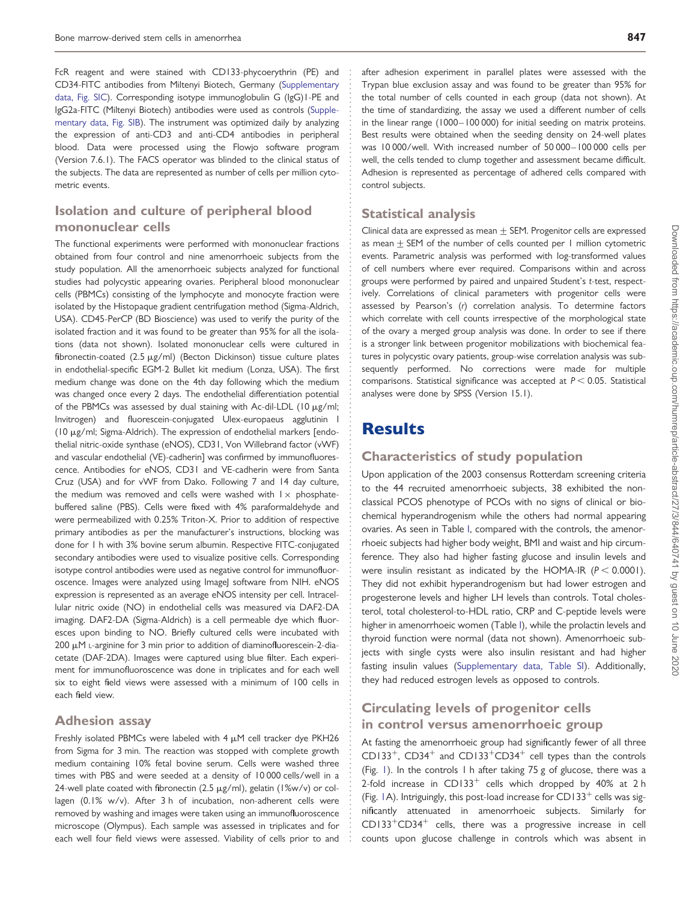FcR reagent and were stained with CD133-phycoerythrin (PE) and CD34-FITC antibodies from Miltenyi Biotech, Germany (Supplementary data, Fig. SIC). Corresponding isotype immunoglobulin G (IgG)1-PE and IgG2a-FITC (Miltenyi Biotech) antibodies were used as controls (Supplementary data, Fig. SIB). The instrument was optimized daily by analyzing the expression of anti-CD3 and anti-CD4 antibodies in peripheral blood. Data were processed using the Flowjo software program (Version 7.6.1). The FACS operator was blinded to the clinical status of the subjects. The data are represented as number of cells per million cytometric events.

## Isolation and culture of peripheral blood mononuclear cells

The functional experiments were performed with mononuclear fractions obtained from four control and nine amenorrhoeic subjects from the study population. All the amenorrhoeic subjects analyzed for functional studies had polycystic appearing ovaries. Peripheral blood mononuclear cells (PBMCs) consisting of the lymphocyte and monocyte fraction were isolated by the Histopaque gradient centrifugation method (Sigma-Aldrich, USA). CD45-PerCP (BD Bioscience) was used to verify the purity of the isolated fraction and it was found to be greater than 95% for all the isolations (data not shown). Isolated mononuclear cells were cultured in fibronectin-coated (2.5 μg/ml) (Becton Dickinson) tissue culture plates in endothelial-specific EGM-2 Bullet kit medium (Lonza, USA). The first medium change was done on the 4th day following which the medium was changed once every 2 days. The endothelial differentiation potential of the PBMCs was assessed by dual staining with Ac-dil-LDL (10 μg/ml; Invitrogen) and fluorescein-conjugated Ulex-europaeus agglutinin I (10 μg/ml; Sigma-Aldrich). The expression of endothelial markers [endothelial nitric-oxide synthase (eNOS), CD31, Von Willebrand factor (vWF) and vascular endothelial (VE)-cadherin] was confirmed by immunofluorescence. Antibodies for eNOS, CD31 and VE-cadherin were from Santa Cruz (USA) and for vWF from Dako. Following 7 and 14 day culture, the medium was removed and cells were washed with 1× phosphate-buffered saline (PBS). Cells were fixed with 4% paraformaldehyde and were permeabilized with 0.25% Triton-X. Prior to addition of respective primary antibodies as per the manufacturer's instructions, blocking was done for 1 h with 3% bovine serum albumin. Respective FITC-conjugated secondary antibodies were used to visualize positive cells. Corresponding isotype control antibodies were used as negative control for immunofluoroscence. Images were analyzed using ImageJ software from NIH. eNOS expression is represented as an average eNOS intensity per cell. Intracellular nitric oxide (NO) in endothelial cells was measured via DAF2-DA imaging. DAF2-DA (Sigma-Aldrich) is a cell permeable dye which fluoresces upon binding to NO. Briefly cultured cells were incubated with 200 μM L-arginine for 3 min prior to addition of diaminofluorescein-2-diacetate (DAF-2DA). Images were captured using blue filter. Each experiment for immunofluoroscence was done in triplicates and for each well six to eight field views were assessed with a minimum of 100 cells in each field view.

## Adhesion assay

Freshly isolated PBMCs were labeled with 4 μM cell tracker dye PKH26 from Sigma for 3 min. The reaction was stopped with complete growth medium containing 10% fetal bovine serum. Cells were washed three times with PBS and were seeded at a density of 10 000 cells/well in a 24-well plate coated with fibronectin (2.5 μg/ml), gelatin (1%w/v) or collagen (0.1% w/v). After 3 h of incubation, non-adherent cells were removed by washing and images were taken using an immunofluoroscence microscope (Olympus). Each sample was assessed in triplicates and for each well four field views were assessed. Viability of cells prior to and after adhesion experiment in parallel plates were assessed with the Trypan blue exclusion assay and was found to be greater than 95% for the total number of cells counted in each group (data not shown). At the time of standardizing, the assay we used a different number of cells in the linear range (1000–100 000) for initial seeding on matrix proteins. Best results were obtained when the seeding density on 24-well plates was 10 000/well. With increased number of 50 000–100 000 cells per well, the cells tended to clump together and assessment became difficult. Adhesion is represented as percentage of adhered cells compared with control subjects.

## Statistical analysis

Clinical data are expressed as mean ± SEM. Progenitor cells are expressed as mean ± SEM of the number of cells counted per 1 million cytometric events. Parametric analysis was performed with log-transformed values of cell numbers where ever required. Comparisons within and across groups were performed by paired and unpaired Student's *t*-test, respectively. Correlations of clinical parameters with progenitor cells were assessed by Pearson's (*r*) correlation analysis. To determine factors which correlate with cell counts irrespective of the morphological state of the ovary a merged group analysis was done. In order to see if there is a stronger link between progenitor mobilizations with biochemical features in polycystic ovary patients, group-wise correlation analysis was subsequently performed. No corrections were made for multiple comparisons. Statistical significance was accepted at $P < 0.05$. Statistical analyses were done by SPSS (Version 15.1).

# Results

## Characteristics of study population

Upon application of the 2003 consensus Rotterdam screening criteria to the 44 recruited amenorrhoeic subjects, 38 exhibited the non-classical PCOS phenotype of PCOs with no signs of clinical or biochemical hyperandrogenism while the others had normal appearing ovaries. As seen in Table I, compared with the controls, the amenorrhoeic subjects had higher body weight, BMI and waist and hip circumference. They also had higher fasting glucose and insulin levels and were insulin resistant as indicated by the HOMA-IR ($P < 0.0001$). They did not exhibit hyperandrogenism but had lower estrogen and progesterone levels and higher LH levels than controls. Total cholesterol, total cholesterol-to-HDL ratio, CRP and C-peptide levels were higher in amenorrhoeic women (Table I), while the prolactin levels and thyroid function were normal (data not shown). Amenorrhoeic subjects with single cysts were also insulin resistant and had higher fasting insulin values (Supplementary data, Table SI). Additionally, they had reduced estrogen levels as opposed to controls.

## Circulating levels of progenitor cells in control versus amenorrhoeic group

At fasting the amenorrhoeic group had significantly fewer of all three $CD133^+$, $CD34^+$ and $CD133^+CD34^+$ cell types than the controls (Fig. 1). In the controls 1 h after taking 75 g of glucose, there was a 2-fold increase in $CD133^+$ cells which dropped by 40% at 2 h (Fig. 1A). Intriguingly, this post-load increase for $CD133^+$ cells was significantly attenuated in amenorrhoeic subjects. Similarly for $CD133^+CD34^+$ cells, there was a progressive increase in cell counts upon glucose challenge in controls which was absent in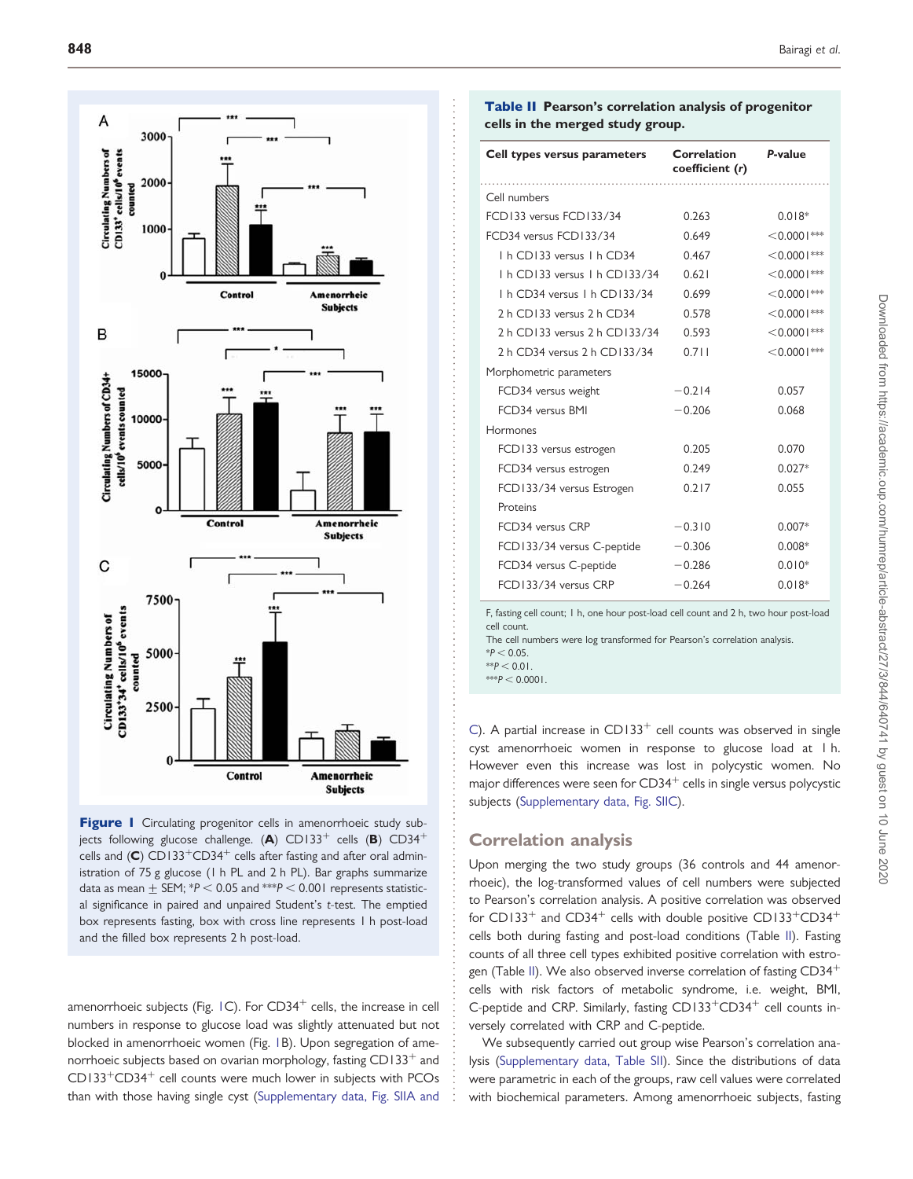Figure 1 Circulating progenitor cells in amenorrhoeic study subjects following glucose challenge. (**A**) CD133$^{+}$ cells (**B**) CD34$^{+}$ cells and (**C**) CD133$^{+}$CD34$^{+}$ cells after fasting and after oral administration of 75 g glucose (1 h PL and 2 h PL). Bar graphs summarize data as mean ± SEM; \*$P < 0.05$ and \*\*\*$P < 0.001$ represents statistical significance in paired and unpaired Student's *t*-test. The emptied box represents fasting, box with cross line represents 1 h post-load and the filled box represents 2 h post-load.

amenorrhoeic subjects (Fig. 1C). For CD34$^{+}$ cells, the increase in cell numbers in response to glucose load was slightly attenuated but not blocked in amenorrhoeic women (Fig. 1B). Upon segregation of amenorrhoeic subjects based on ovarian morphology, fasting CD133$^{+}$ and CD133$^{+}$CD34$^{+}$ cell counts were much lower in subjects with PCOs than with those having single cyst (Supplementary data, Fig. SIIA and C). A partial increase in CD133$^{+}$ cell counts was observed in single cyst amenorrhoeic women in response to glucose load at 1 h. However even this increase was lost in polycystic women. No major differences were seen for CD34$^{+}$ cells in single versus polycystic subjects (Supplementary data, Fig. SIIC).

**Table II** Pearson's correlation analysis of progenitor cells in the merged study group.

| Cell types versus parameters | Correlation coefficient (*r*) | *P*-value |
|---|---|---|
| Cell numbers | | |
| FCD133 versus FCD133/34 | 0.263 | 0.018* |
| FCD34 versus FCD133/34 | 0.649 | <0.0001*** |
| 1 h CD133 versus 1 h CD34 | 0.467 | <0.0001*** |
| 1 h CD133 versus 1 h CD133/34 | 0.621 | <0.0001*** |
| 1 h CD34 versus 1 h CD133/34 | 0.699 | <0.0001*** |
| 2 h CD133 versus 2 h CD34 | 0.578 | <0.0001*** |
| 2 h CD133 versus 2 h CD133/34 | 0.593 | <0.0001*** |
| 2 h CD34 versus 2 h CD133/34 | 0.711 | <0.0001*** |
| Morphometric parameters | | |
| FCD34 versus weight | −0.214 | 0.057 |
| FCD34 versus BMI | −0.206 | 0.068 |
| Hormones | | |
| FCD133 versus estrogen | 0.205 | 0.070 |
| FCD34 versus estrogen | 0.249 | 0.027* |
| FCD133/34 versus Estrogen | 0.217 | 0.055 |
| Proteins | | |
| FCD34 versus CRP | −0.310 | 0.007* |
| FCD133/34 versus C-peptide | −0.306 | 0.008* |
| FCD34 versus C-peptide | −0.286 | 0.010* |
| FCD133/34 versus CRP | −0.264 | 0.018* |

F, fasting cell count; 1 h, one hour post-load cell count and 2 h, two hour post-load cell count.
The cell numbers were log transformed for Pearson's correlation analysis.
\*$P < 0.05$.
\*\*$P < 0.01$.
\*\*\*$P < 0.0001$.

## Correlation analysis

Upon merging the two study groups (36 controls and 44 amenorrhoeic), the log-transformed values of cell numbers were subjected to Pearson's correlation analysis. A positive correlation was observed for CD133$^{+}$ and CD34$^{+}$ cells with double positive CD133$^{+}$CD34$^{+}$ cells both during fasting and post-load conditions (Table II). Fasting counts of all three cell types exhibited positive correlation with estrogen (Table II). We also observed inverse correlation of fasting CD34$^{+}$ cells with risk factors of metabolic syndrome, i.e. weight, BMI, C-peptide and CRP. Similarly, fasting CD133$^{+}$CD34$^{+}$ cell counts inversely correlated with CRP and C-peptide.

We subsequently carried out group wise Pearson's correlation analysis (Supplementary data, Table SII). Since the distributions of data were parametric in each of the groups, raw cell values were correlated with biochemical parameters. Among amenorrhoeic subjects, fasting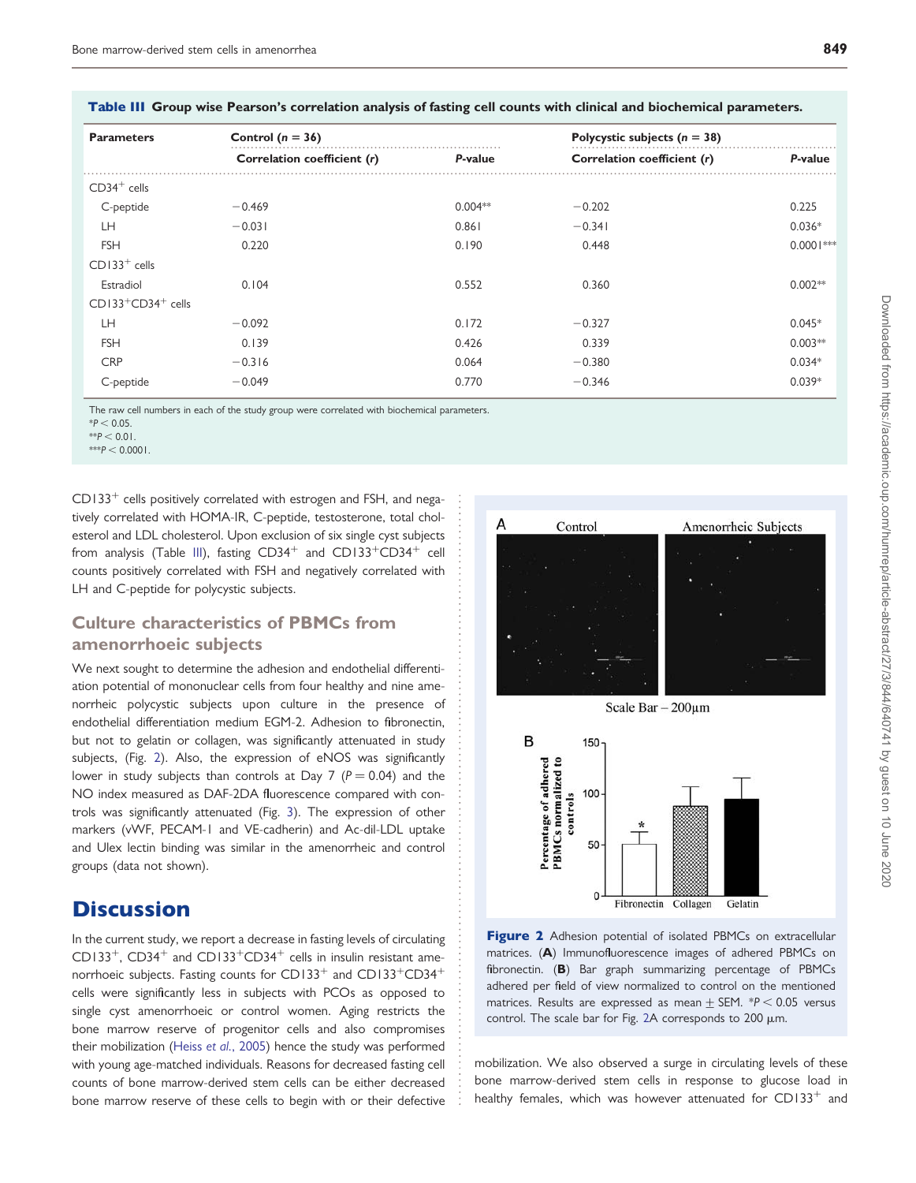**Table III** Group wise Pearson's correlation analysis of fasting cell counts with clinical and biochemical parameters.

| Parameters | Control ($n = 36$) | | Polycystic subjects ($n = 38$) | |
|---|---|---|---|---|
| | Correlation coefficient ($r$) | $P$-value | Correlation coefficient ($r$) | $P$-value |
| $CD34^+$ cells | | | | |
| C-peptide | −0.469 | 0.004** | −0.202 | 0.225 |
| LH | −0.031 | 0.861 | −0.341 | 0.036* |
| FSH | 0.220 | 0.190 | 0.448 | 0.0001*** |
| $CD133^+$ cells | | | | |
| Estradiol | 0.104 | 0.552 | 0.360 | 0.002** |
| $CD133^+CD34^+$ cells | | | | |
| LH | −0.092 | 0.172 | −0.327 | 0.045* |
| FSH | 0.139 | 0.426 | 0.339 | 0.003** |
| CRP | −0.316 | 0.064 | −0.380 | 0.034* |
| C-peptide | −0.049 | 0.770 | −0.346 | 0.039* |

The raw cell numbers in each of the study group were correlated with biochemical parameters.
*$P < 0.05$.
**$P < 0.01$.
***$P < 0.0001$.

$CD133^+$ cells positively correlated with estrogen and FSH, and negatively correlated with HOMA-IR, C-peptide, testosterone, total cholesterol and LDL cholesterol. Upon exclusion of six single cyst subjects from analysis (Table III), fasting $CD34^+$ and $CD133^+CD34^+$ cell counts positively correlated with FSH and negatively correlated with LH and C-peptide for polycystic subjects.

## Culture characteristics of PBMCs from amenorrhoeic subjects

We next sought to determine the adhesion and endothelial differentiation potential of mononuclear cells from four healthy and nine amenorrheic polycystic subjects upon culture in the presence of endothelial differentiation medium EGM-2. Adhesion to fibronectin, but not to gelatin or collagen, was significantly attenuated in study subjects, (Fig. 2). Also, the expression of eNOS was significantly lower in study subjects than controls at Day 7 ($P = 0.04$) and the NO index measured as DAF-2DA fluorescence compared with controls was significantly attenuated (Fig. 3). The expression of other markers (vWF, PECAM-1 and VE-cadherin) and Ac-dil-LDL uptake and Ulex lectin binding was similar in the amenorrheic and control groups (data not shown).

**Figure 2** Adhesion potential of isolated PBMCs on extracellular matrices. (**A**) Immunofluorescence images of adhered PBMCs on fibronectin. (**B**) Bar graph summarizing percentage of PBMCs adhered per field of view normalized to control on the mentioned matrices. Results are expressed as mean ± SEM. *$P < 0.05$ versus control. The scale bar for Fig. 2A corresponds to 200 μm.

# Discussion

In the current study, we report a decrease in fasting levels of circulating $CD133^+$, $CD34^+$ and $CD133^+CD34^+$ cells in insulin resistant amenorrhoeic subjects. Fasting counts for $CD133^+$ and $CD133^+CD34^+$ cells were significantly less in subjects with PCOs as opposed to single cyst amenorrhoeic or control women. Aging restricts the bone marrow reserve of progenitor cells and also compromises their mobilization (Heiss *et al.*, 2005) hence the study was performed with young age-matched individuals. Reasons for decreased fasting cell counts of bone marrow-derived stem cells can be either decreased bone marrow reserve of these cells to begin with or their defective mobilization. We also observed a surge in circulating levels of these bone marrow-derived stem cells in response to glucose load in healthy females, which was however attenuated for $CD133^+$ and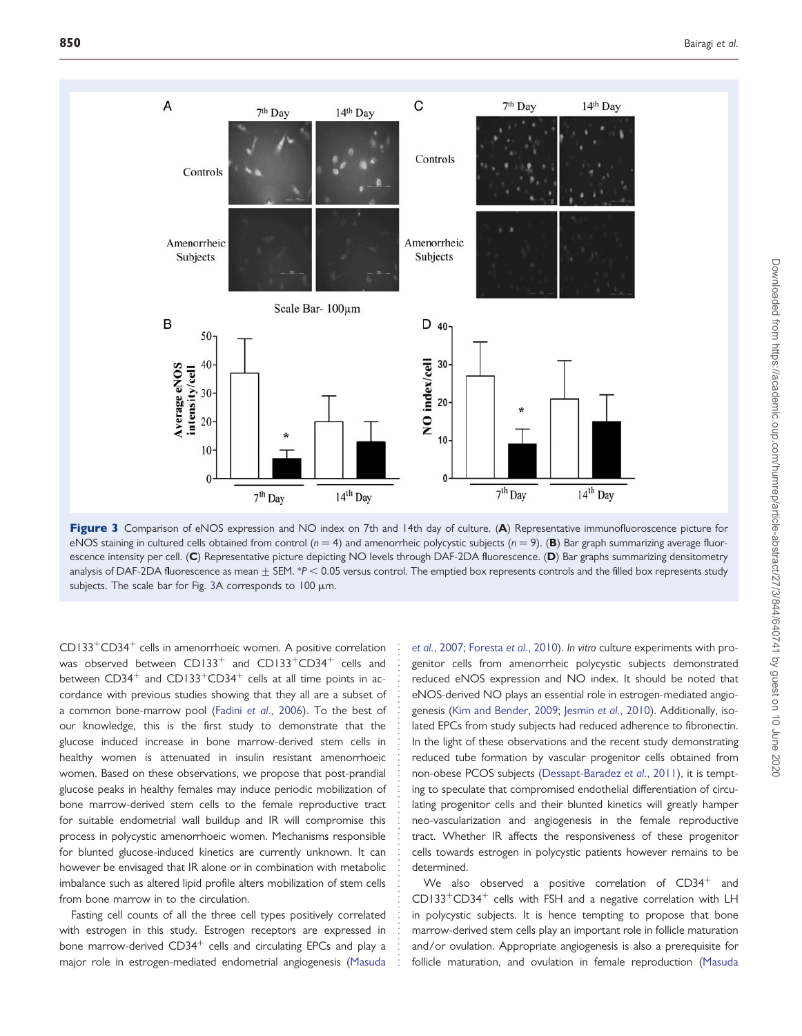**Figure 3** Comparison of eNOS expression and NO index on 7th and 14th day of culture. (**A**) Representative immunofluoroscence picture for eNOS staining in cultured cells obtained from control ($n = 4$) and amenorrheic polycystic subjects ($n = 9$). (**B**) Bar graph summarizing average fluorescence intensity per cell. (**C**) Representative picture depicting NO levels through DAF-2DA fluorescence. (**D**) Bar graphs summarizing densitometry analysis of DAF-2DA fluorescence as mean ± SEM. $*P < 0.05$ versus control. The emptied box represents controls and the filled box represents study subjects. The scale bar for Fig. 3A corresponds to 100 µm.

CD133$^+$CD34$^+$ cells in amenorrhoeic women. A positive correlation was observed between CD133$^+$ and CD133$^+$CD34$^+$ cells and between CD34$^+$ and CD133$^+$CD34$^+$ cells at all time points in accordance with previous studies showing that they all are a subset of a common bone-marrow pool (Fadini *et al.*, 2006). To the best of our knowledge, this is the first study to demonstrate that the glucose induced increase in bone marrow-derived stem cells in healthy women is attenuated in insulin resistant amenorrhoeic women. Based on these observations, we propose that post-prandial glucose peaks in healthy females may induce periodic mobilization of bone marrow-derived stem cells to the female reproductive tract for suitable endometrial wall buildup and IR will compromise this process in polycystic amenorrhoeic women. Mechanisms responsible for blunted glucose-induced kinetics are currently unknown. It can however be envisaged that IR alone or in combination with metabolic imbalance such as altered lipid profile alters mobilization of stem cells from bone marrow in to the circulation.

Fasting cell counts of all the three cell types positively correlated with estrogen in this study. Estrogen receptors are expressed in bone marrow-derived CD34$^+$ cells and circulating EPCs and play a major role in estrogen-mediated endometrial angiogenesis (Masuda *et al.*, 2007; Foresta *et al.*, 2010). *In vitro* culture experiments with progenitor cells from amenorrheic polycystic subjects demonstrated reduced eNOS expression and NO index. It should be noted that eNOS-derived NO plays an essential role in estrogen-mediated angiogenesis (Kim and Bender, 2009; Jesmin *et al.*, 2010). Additionally, isolated EPCs from study subjects had reduced adherence to fibronectin. In the light of these observations and the recent study demonstrating reduced tube formation by vascular progenitor cells obtained from non-obese PCOS subjects (Dessapt-Baradez *et al.*, 2011), it is tempting to speculate that compromised endothelial differentiation of circulating progenitor cells and their blunted kinetics will greatly hamper neo-vascularization and angiogenesis in the female reproductive tract. Whether IR affects the responsiveness of these progenitor cells towards estrogen in polycystic patients however remains to be determined.

We also observed a positive correlation of CD34$^+$ and CD133$^+$CD34$^+$ cells with FSH and a negative correlation with LH in polycystic subjects. It is hence tempting to propose that bone marrow-derived stem cells play an important role in follicle maturation and/or ovulation. Appropriate angiogenesis is also a prerequisite for follicle maturation, and ovulation in female reproduction (Masuda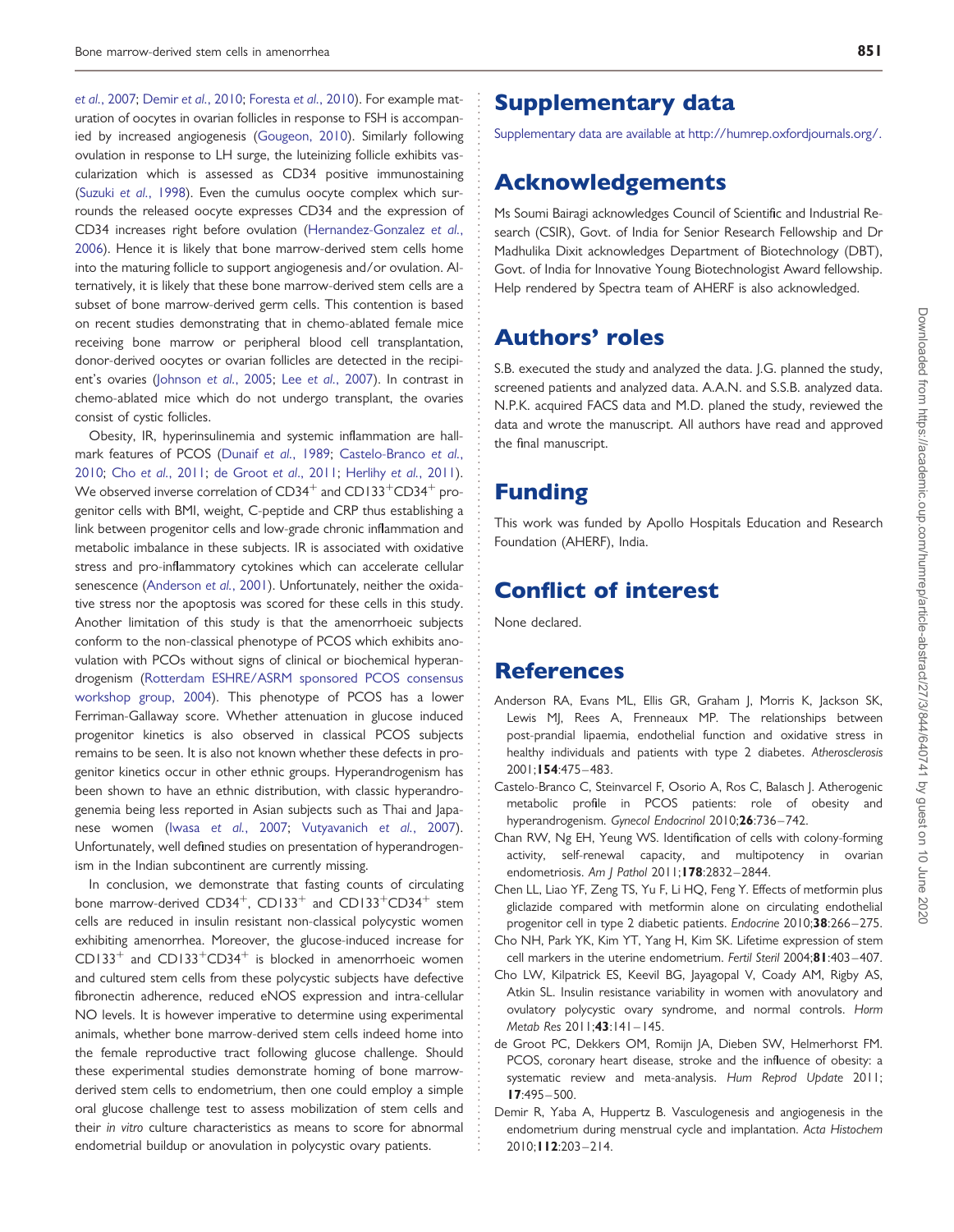et al., 2007; Demir et al., 2010; Foresta et al., 2010). For example maturation of oocytes in ovarian follicles in response to FSH is accompanied by increased angiogenesis (Gougeon, 2010). Similarly following ovulation in response to LH surge, the luteinizing follicle exhibits vascularization which is assessed as CD34 positive immunostaining (Suzuki et al., 1998). Even the cumulus oocyte complex which surrounds the released oocyte expresses CD34 and the expression of CD34 increases right before ovulation (Hernandez-Gonzalez et al., 2006). Hence it is likely that bone marrow-derived stem cells home into the maturing follicle to support angiogenesis and/or ovulation. Alternatively, it is likely that these bone marrow-derived stem cells are a subset of bone marrow-derived germ cells. This contention is based on recent studies demonstrating that in chemo-ablated female mice receiving bone marrow or peripheral blood cell transplantation, donor-derived oocytes or ovarian follicles are detected in the recipient's ovaries (Johnson et al., 2005; Lee et al., 2007). In contrast in chemo-ablated mice which do not undergo transplant, the ovaries consist of cystic follicles.

Obesity, IR, hyperinsulinemia and systemic inflammation are hallmark features of PCOS (Dunaif et al., 1989; Castelo-Branco et al., 2010; Cho et al., 2011; de Groot et al., 2011; Herlihy et al., 2011). We observed inverse correlation of $CD34^+$ and $CD133^+CD34^+$ progenitor cells with BMI, weight, C-peptide and CRP thus establishing a link between progenitor cells and low-grade chronic inflammation and metabolic imbalance in these subjects. IR is associated with oxidative stress and pro-inflammatory cytokines which can accelerate cellular senescence (Anderson et al., 2001). Unfortunately, neither the oxidative stress nor the apoptosis was scored for these cells in this study. Another limitation of this study is that the amenorrhoeic subjects conform to the non-classical phenotype of PCOS which exhibits anovulation with PCOs without signs of clinical or biochemical hyperandrogenism (Rotterdam ESHRE/ASRM sponsored PCOS consensus workshop group, 2004). This phenotype of PCOS has a lower Ferriman-Gallaway score. Whether attenuation in glucose induced progenitor kinetics is also observed in classical PCOS subjects remains to be seen. It is also not known whether these defects in progenitor kinetics occur in other ethnic groups. Hyperandrogenism has been shown to have an ethnic distribution, with classic hyperandrogenemia being less reported in Asian subjects such as Thai and Japanese women (Iwasa et al., 2007; Vutyavanich et al., 2007). Unfortunately, well defined studies on presentation of hyperandrogenism in the Indian subcontinent are currently missing.

In conclusion, we demonstrate that fasting counts of circulating bone marrow-derived $CD34^+$, $CD133^+$ and $CD133^+CD34^+$ stem cells are reduced in insulin resistant non-classical polycystic women exhibiting amenorrhea. Moreover, the glucose-induced increase for $CD133^+$ and $CD133^+CD34^+$ is blocked in amenorrhoeic women and cultured stem cells from these polycystic subjects have defective fibronectin adherence, reduced eNOS expression and intra-cellular NO levels. It is however imperative to determine using experimental animals, whether bone marrow-derived stem cells indeed home into the female reproductive tract following glucose challenge. Should these experimental studies demonstrate homing of bone marrow-derived stem cells to endometrium, then one could employ a simple oral glucose challenge test to assess mobilization of stem cells and their *in vitro* culture characteristics as means to score for abnormal endometrial buildup or anovulation in polycystic ovary patients.

# Supplementary data

Supplementary data are available at http://humrep.oxfordjournals.org/.

# Acknowledgements

Ms Soumi Bairagi acknowledges Council of Scientific and Industrial Research (CSIR), Govt. of India for Senior Research Fellowship and Dr Madhulika Dixit acknowledges Department of Biotechnology (DBT), Govt. of India for Innovative Young Biotechnologist Award fellowship. Help rendered by Spectra team of AHERF is also acknowledged.

# Authors' roles

S.B. executed the study and analyzed the data. J.G. planned the study, screened patients and analyzed data. A.A.N. and S.S.B. analyzed data. N.P.K. acquired FACS data and M.D. planed the study, reviewed the data and wrote the manuscript. All authors have read and approved the final manuscript.

# Funding

This work was funded by Apollo Hospitals Education and Research Foundation (AHERF), India.

# Conflict of interest

None declared.

# References

Anderson RA, Evans ML, Ellis GR, Graham J, Morris K, Jackson SK, Lewis MJ, Rees A, Frenneaux MP. The relationships between post-prandial lipaemia, endothelial function and oxidative stress in healthy individuals and patients with type 2 diabetes. *Atherosclerosis* 2001;**154**:475–483.

Castelo-Branco C, Steinvarcel F, Osorio A, Ros C, Balasch J. Atherogenic metabolic profile in PCOS patients: role of obesity and hyperandrogenism. *Gynecol Endocrinol* 2010;**26**:736–742.

Chan RW, Ng EH, Yeung WS. Identification of cells with colony-forming activity, self-renewal capacity, and multipotency in ovarian endometriosis. *Am J Pathol* 2011;**178**:2832–2844.

Chen LL, Liao YF, Zeng TS, Yu F, Li HQ, Feng Y. Effects of metformin plus gliclazide compared with metformin alone on circulating endothelial progenitor cell in type 2 diabetic patients. *Endocrine* 2010;**38**:266–275.

Cho NH, Park YK, Kim YT, Yang H, Kim SK. Lifetime expression of stem cell markers in the uterine endometrium. *Fertil Steril* 2004;**81**:403–407.

Cho LW, Kilpatrick ES, Keevil BG, Jayagopal V, Coady AM, Rigby AS, Atkin SL. Insulin resistance variability in women with anovulatory and ovulatory polycystic ovary syndrome, and normal controls. *Horm Metab Res* 2011;**43**:141–145.

de Groot PC, Dekkers OM, Romijn JA, Dieben SW, Helmerhorst FM. PCOS, coronary heart disease, stroke and the influence of obesity: a systematic review and meta-analysis. *Hum Reprod Update* 2011;**17**:495–500.

Demir R, Yaba A, Huppertz B. Vasculogenesis and angiogenesis in the endometrium during menstrual cycle and implantation. *Acta Histochem* 2010;**112**:203–214.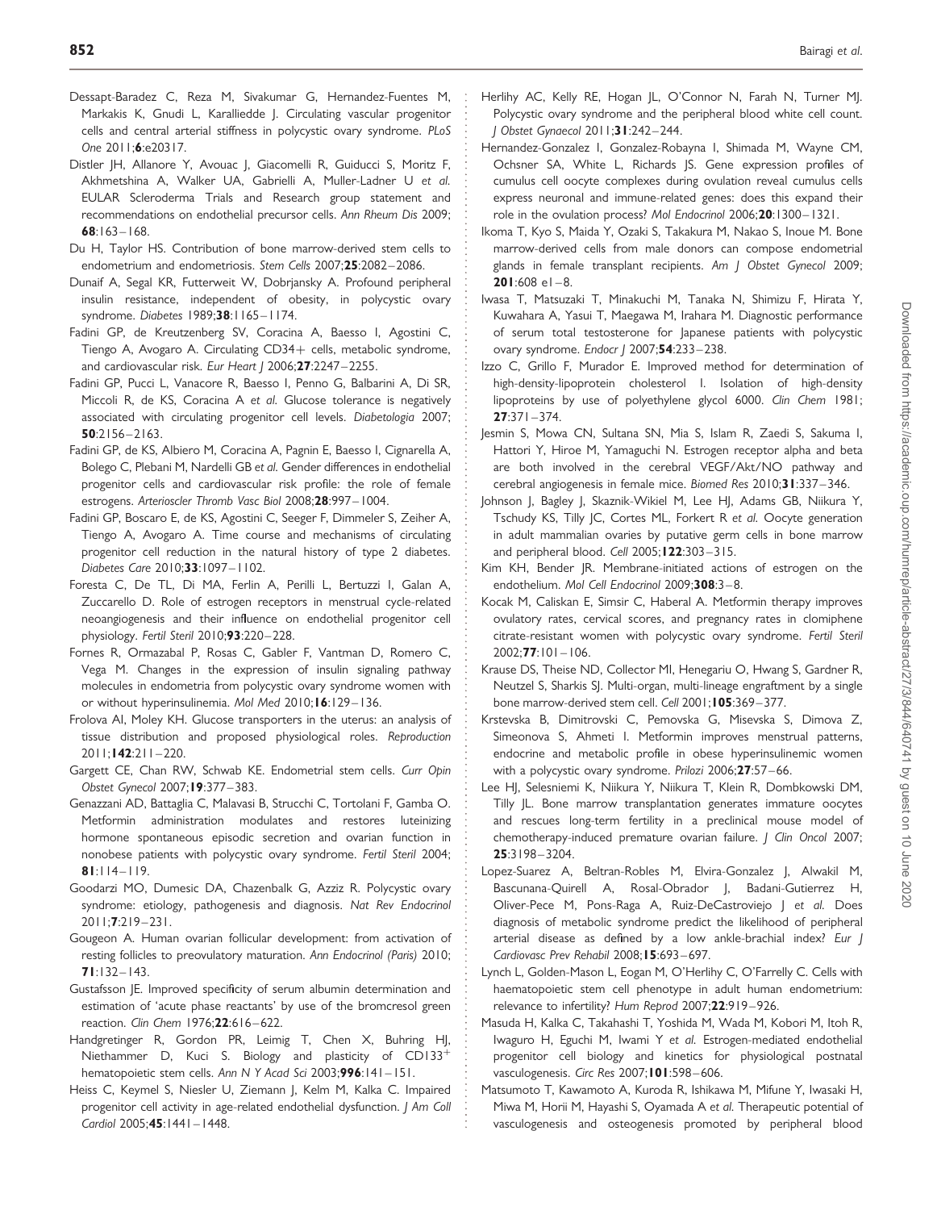Dessapt-Baradez C, Reza M, Sivakumar G, Hernandez-Fuentes M, Markakis K, Gnudi L, Karalliedde J. Circulating vascular progenitor cells and central arterial stiffness in polycystic ovary syndrome. *PLoS One* 2011;**6**:e20317.

Distler JH, Allanore Y, Avouac J, Giacomelli R, Guiducci S, Moritz F, Akhmetshina A, Walker UA, Gabrielli A, Muller-Ladner U *et al.* EULAR Scleroderma Trials and Research group statement and recommendations on endothelial precursor cells. *Ann Rheum Dis* 2009; **68**:163–168.

Du H, Taylor HS. Contribution of bone marrow-derived stem cells to endometrium and endometriosis. *Stem Cells* 2007;**25**:2082–2086.

Dunaif A, Segal KR, Futterweit W, Dobrjansky A. Profound peripheral insulin resistance, independent of obesity, in polycystic ovary syndrome. *Diabetes* 1989;**38**:1165–1174.

Fadini GP, de Kreutzenberg SV, Coracina A, Baesso I, Agostini C, Tiengo A, Avogaro A. Circulating CD34+ cells, metabolic syndrome, and cardiovascular risk. *Eur Heart J* 2006;**27**:2247–2255.

Fadini GP, Pucci L, Vanacore R, Baesso I, Penno G, Balbarini A, Di SR, Miccoli R, de KS, Coracina A *et al.* Glucose tolerance is negatively associated with circulating progenitor cell levels. *Diabetologia* 2007; **50**:2156–2163.

Fadini GP, de KS, Albiero M, Coracina A, Pagnin E, Baesso I, Cignarella A, Bolego C, Plebani M, Nardelli GB *et al.* Gender differences in endothelial progenitor cells and cardiovascular risk profile: the role of female estrogens. *Arterioscler Thromb Vasc Biol* 2008;**28**:997–1004.

Fadini GP, Boscaro E, de KS, Agostini C, Seeger F, Dimmeler S, Zeiher A, Tiengo A, Avogaro A. Time course and mechanisms of circulating progenitor cell reduction in the natural history of type 2 diabetes. *Diabetes Care* 2010;**33**:1097–1102.

Foresta C, De TL, Di MA, Ferlin A, Perilli L, Bertuzzi I, Galan A, Zuccarello D. Role of estrogen receptors in menstrual cycle-related neoangiogenesis and their influence on endothelial progenitor cell physiology. *Fertil Steril* 2010;**93**:220–228.

Fornes R, Ormazabal P, Rosas C, Gabler F, Vantman D, Romero C, Vega M. Changes in the expression of insulin signaling pathway molecules in endometria from polycystic ovary syndrome women with or without hyperinsulinemia. *Mol Med* 2010;**16**:129–136.

Frolova AI, Moley KH. Glucose transporters in the uterus: an analysis of tissue distribution and proposed physiological roles. *Reproduction* 2011;**142**:211–220.

Gargett CE, Chan RW, Schwab KE. Endometrial stem cells. *Curr Opin Obstet Gynecol* 2007;**19**:377–383.

Genazzani AD, Battaglia C, Malavasi B, Strucchi C, Tortolani F, Gamba O. Metformin administration modulates and restores luteinizing hormone spontaneous episodic secretion and ovarian function in nonobese patients with polycystic ovary syndrome. *Fertil Steril* 2004; **81**:114–119.

Goodarzi MO, Dumesic DA, Chazenbalk G, Azziz R. Polycystic ovary syndrome: etiology, pathogenesis and diagnosis. *Nat Rev Endocrinol* 2011;**7**:219–231.

Gougeon A. Human ovarian follicular development: from activation of resting follicles to preovulatory maturation. *Ann Endocrinol (Paris)* 2010; **71**:132–143.

Gustafsson JE. Improved specificity of serum albumin determination and estimation of 'acute phase reactants' by use of the bromcresol green reaction. *Clin Chem* 1976;**22**:616–622.

Handgretinger R, Gordon PR, Leimig T, Chen X, Buhring HJ, Niethammer D, Kuci S. Biology and plasticity of $CD133^+$ hematopoietic stem cells. *Ann N Y Acad Sci* 2003;**996**:141–151.

Heiss C, Keymel S, Niesler U, Ziemann J, Kelm M, Kalka C. Impaired progenitor cell activity in age-related endothelial dysfunction. *J Am Coll Cardiol* 2005;**45**:1441–1448.

Herlihy AC, Kelly RE, Hogan JL, O'Connor N, Farah N, Turner MJ. Polycystic ovary syndrome and the peripheral blood white cell count. *J Obstet Gynaecol* 2011;**31**:242–244.

Hernandez-Gonzalez I, Gonzalez-Robayna I, Shimada M, Wayne CM, Ochsner SA, White L, Richards JS. Gene expression profiles of cumulus cell oocyte complexes during ovulation reveal cumulus cells express neuronal and immune-related genes: does this expand their role in the ovulation process? *Mol Endocrinol* 2006;**20**:1300–1321.

Ikoma T, Kyo S, Maida Y, Ozaki S, Takakura M, Nakao S, Inoue M. Bone marrow-derived cells from male donors can compose endometrial glands in female transplant recipients. *Am J Obstet Gynecol* 2009; **201**:608 e1–8.

Iwasa T, Matsuzaki T, Minakuchi M, Tanaka N, Shimizu F, Hirata Y, Kuwahara A, Yasui T, Maegawa M, Irahara M. Diagnostic performance of serum total testosterone for Japanese patients with polycystic ovary syndrome. *Endocr J* 2007;**54**:233–238.

Izzo C, Grillo F, Murador E. Improved method for determination of high-density-lipoprotein cholesterol I. Isolation of high-density lipoproteins by use of polyethylene glycol 6000. *Clin Chem* 1981; **27**:371–374.

Jesmin S, Mowa CN, Sultana SN, Mia S, Islam R, Zaedi S, Sakuma I, Hattori Y, Hiroe M, Yamaguchi N. Estrogen receptor alpha and beta are both involved in the cerebral VEGF/Akt/NO pathway and cerebral angiogenesis in female mice. *Biomed Res* 2010;**31**:337–346.

Johnson J, Bagley J, Skaznik-Wikiel M, Lee HJ, Adams GB, Niikura Y, Tschudy KS, Tilly JC, Cortes ML, Forkert R *et al.* Oocyte generation in adult mammalian ovaries by putative germ cells in bone marrow and peripheral blood. *Cell* 2005;**122**:303–315.

Kim KH, Bender JR. Membrane-initiated actions of estrogen on the endothelium. *Mol Cell Endocrinol* 2009;**308**:3–8.

Kocak M, Caliskan E, Simsir C, Haberal A. Metformin therapy improves ovulatory rates, cervical scores, and pregnancy rates in clomiphene citrate-resistant women with polycystic ovary syndrome. *Fertil Steril* 2002;**77**:101–106.

Krause DS, Theise ND, Collector MI, Henegariu O, Hwang S, Gardner R, Neutzel S, Sharkis SJ. Multi-organ, multi-lineage engraftment by a single bone marrow-derived stem cell. *Cell* 2001;**105**:369–377.

Krstevska B, Dimitrovski C, Pemovska G, Misevska S, Dimova Z, Simeonova S, Ahmeti I. Metformin improves menstrual patterns, endocrine and metabolic profile in obese hyperinsulinemic women with a polycystic ovary syndrome. *Prilozi* 2006;**27**:57–66.

Lee HJ, Selesniemi K, Niikura Y, Niikura T, Klein R, Dombkowski DM, Tilly JL. Bone marrow transplantation generates immature oocytes and rescues long-term fertility in a preclinical mouse model of chemotherapy-induced premature ovarian failure. *J Clin Oncol* 2007; **25**:3198–3204.

Lopez-Suarez A, Beltran-Robles M, Elvira-Gonzalez J, Alwakil M, Bascunana-Quirell A, Rosal-Obrador J, Badani-Gutierrez H, Oliver-Pece M, Pons-Raga A, Ruiz-DeCastroviejo J *et al.* Does diagnosis of metabolic syndrome predict the likelihood of peripheral arterial disease as defined by a low ankle-brachial index? *Eur J Cardiovasc Prev Rehabil* 2008;**15**:693–697.

Lynch L, Golden-Mason L, Eogan M, O'Herlihy C, O'Farrelly C. Cells with haematopoietic stem cell phenotype in adult human endometrium: relevance to infertility? *Hum Reprod* 2007;**22**:919–926.

Masuda H, Kalka C, Takahashi T, Yoshida M, Wada M, Kobori M, Itoh R, Iwaguro H, Eguchi M, Iwami Y *et al.* Estrogen-mediated endothelial progenitor cell biology and kinetics for physiological postnatal vasculogenesis. *Circ Res* 2007;**101**:598–606.

Matsumoto T, Kawamoto A, Kuroda R, Ishikawa M, Mifune Y, Iwasaki H, Miwa M, Horii M, Hayashi S, Oyamada A *et al.* Therapeutic potential of vasculogenesis and osteogenesis promoted by peripheral blood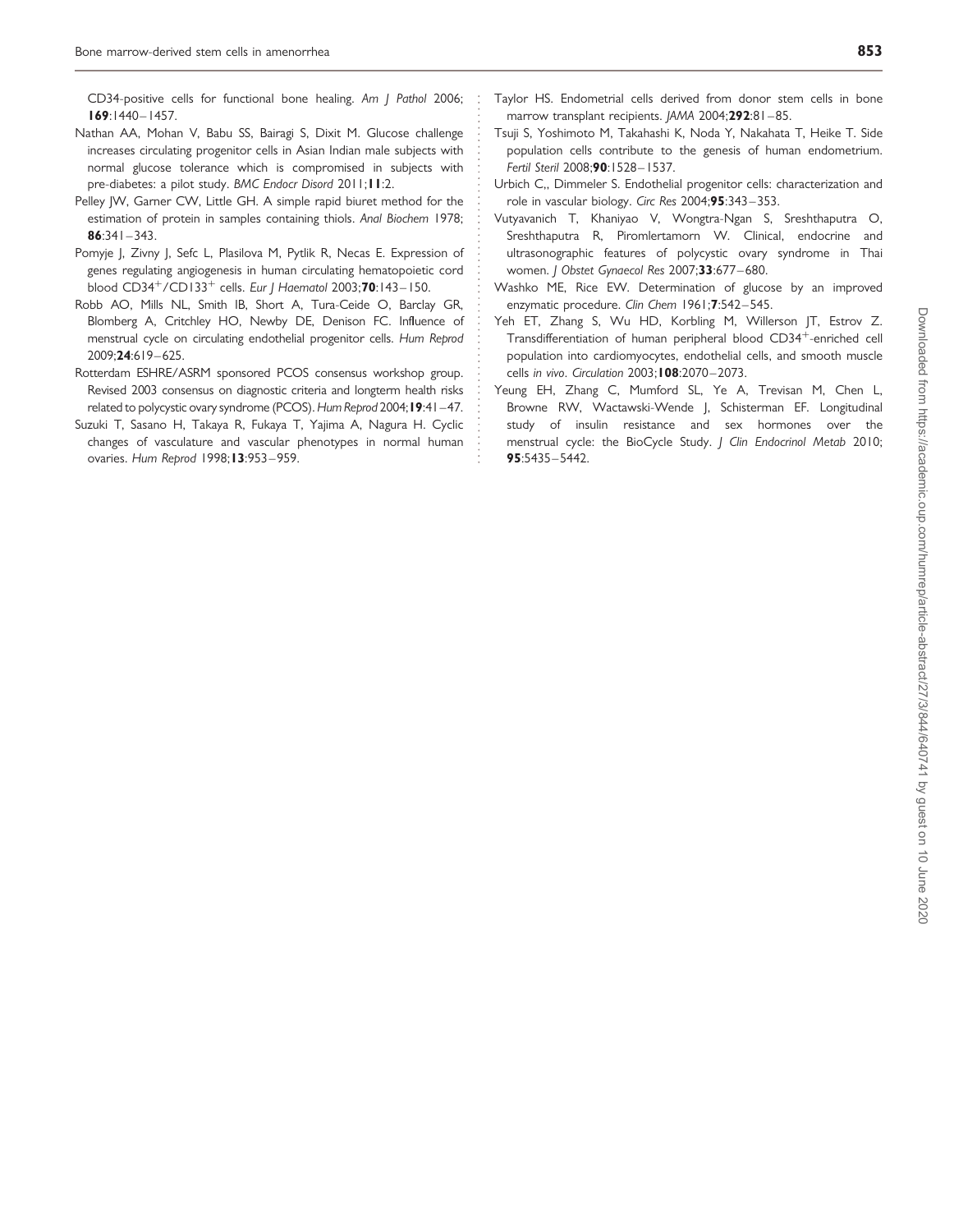CD34-positive cells for functional bone healing. *Am J Pathol* 2006; **169**:1440–1457.

Nathan AA, Mohan V, Babu SS, Bairagi S, Dixit M. Glucose challenge increases circulating progenitor cells in Asian Indian male subjects with normal glucose tolerance which is compromised in subjects with pre-diabetes: a pilot study. *BMC Endocr Disord* 2011;**11**:2.

Pelley JW, Garner CW, Little GH. A simple rapid biuret method for the estimation of protein in samples containing thiols. *Anal Biochem* 1978; **86**:341–343.

Pomyje J, Zivny J, Sefc L, Plasilova M, Pytlik R, Necas E. Expression of genes regulating angiogenesis in human circulating hematopoietic cord blood $CD34^+/CD133^+$ cells. *Eur J Haematol* 2003;**70**:143–150.

Robb AO, Mills NL, Smith IB, Short A, Tura-Ceide O, Barclay GR, Blomberg A, Critchley HO, Newby DE, Denison FC. Influence of menstrual cycle on circulating endothelial progenitor cells. *Hum Reprod* 2009;**24**:619–625.

Rotterdam ESHRE/ASRM sponsored PCOS consensus workshop group. Revised 2003 consensus on diagnostic criteria and longterm health risks related to polycystic ovary syndrome (PCOS). *Hum Reprod* 2004;**19**:41–47.

Suzuki T, Sasano H, Takaya R, Fukaya T, Yajima A, Nagura H. Cyclic changes of vasculature and vascular phenotypes in normal human ovaries. *Hum Reprod* 1998;**13**:953–959.

Taylor HS. Endometrial cells derived from donor stem cells in bone marrow transplant recipients. *JAMA* 2004;**292**:81–85.

Tsuji S, Yoshimoto M, Takahashi K, Noda Y, Nakahata T, Heike T. Side population cells contribute to the genesis of human endometrium. *Fertil Steril* 2008;**90**:1528–1537.

Urbich C,, Dimmeler S. Endothelial progenitor cells: characterization and role in vascular biology. *Circ Res* 2004;**95**:343–353.

Vutyavanich T, Khaniyao V, Wongtra-Ngan S, Sreshthaputra O, Sreshthaputra R, Piromlertamorn W. Clinical, endocrine and ultrasonographic features of polycystic ovary syndrome in Thai women. *J Obstet Gynaecol Res* 2007;**33**:677–680.

Washko ME, Rice EW. Determination of glucose by an improved enzymatic procedure. *Clin Chem* 1961;**7**:542–545.

Yeh ET, Zhang S, Wu HD, Korbling M, Willerson JT, Estrov Z. Transdifferentiation of human peripheral blood $CD34^+$-enriched cell population into cardiomyocytes, endothelial cells, and smooth muscle cells *in vivo*. *Circulation* 2003;**108**:2070–2073.

Yeung EH, Zhang C, Mumford SL, Ye A, Trevisan M, Chen L, Browne RW, Wactawski-Wende J, Schisterman EF. Longitudinal study of insulin resistance and sex hormones over the menstrual cycle: the BioCycle Study. *J Clin Endocrinol Metab* 2010; **95**:5435–5442.